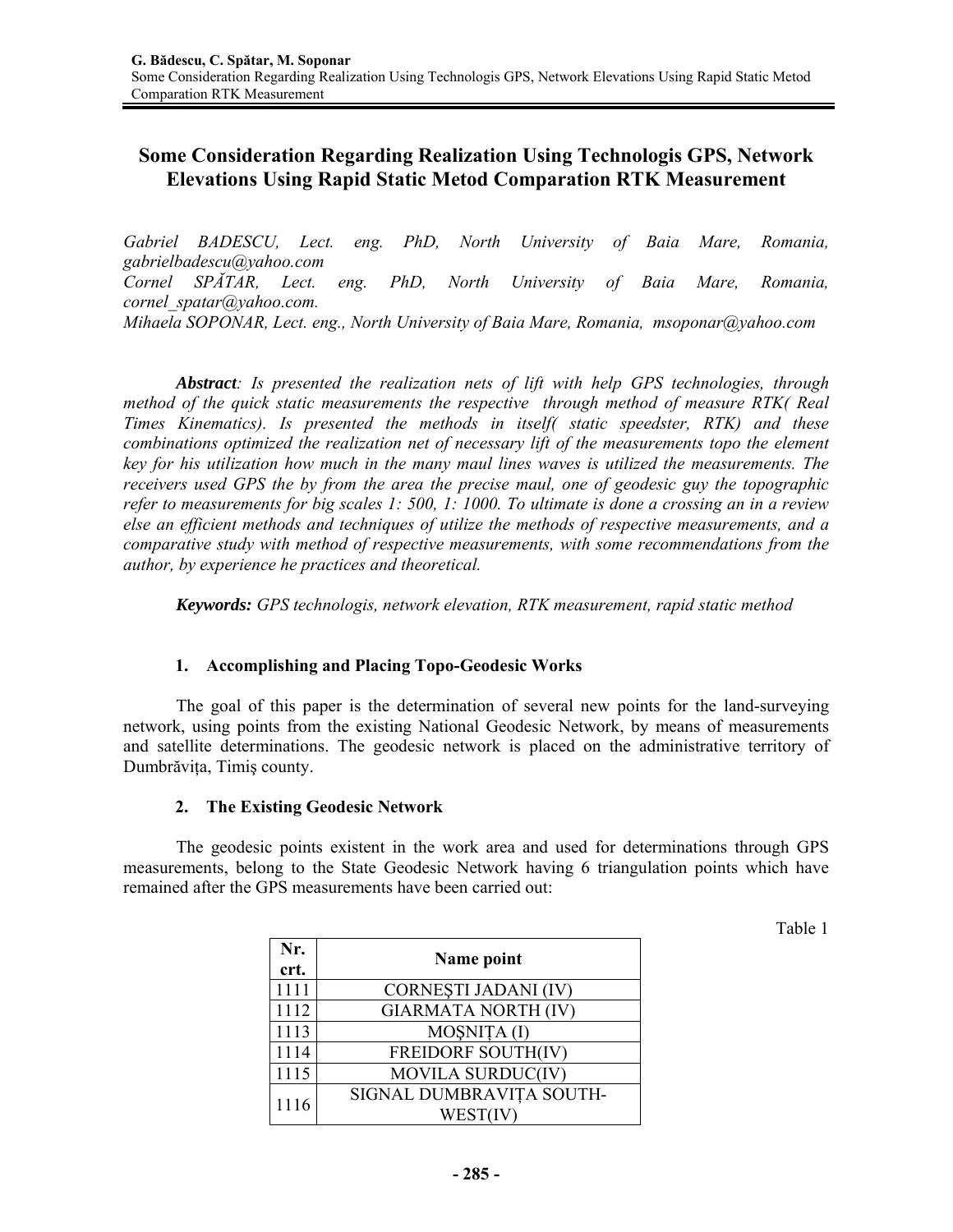# Some Consideration Regarding Realization Using Technologis GPS, Network Elevations Using Rapid Static Metod Comparation RTK Measurement

*Gabriel BADESCU, Lect. eng. PhD, North University of Baia Mare, Romania, gabrielbadescu@yahoo.com*
*Cornel SPĂTAR, Lect. eng. PhD, North University of Baia Mare, Romania, cornel_spatar@yahoo.com.*
*Mihaela SOPONAR, Lect. eng., North University of Baia Mare, Romania, msoponar@yahoo.com*

***Abstract**: Is presented the realization nets of lift with help GPS technologies, through method of the quick static measurements the respective through method of measure RTK( Real Times Kinematics). Is presented the methods in itself( static speedster, RTK) and these combinations optimized the realization net of necessary lift of the measurements topo the element key for his utilization how much in the many maul lines waves is utilized the measurements. The receivers used GPS the by from the area the precise maul, one of geodesic guy the topographic refer to measurements for big scales 1: 500, 1: 1000. To ultimate is done a crossing an in a review else an efficient methods and techniques of utilize the methods of respective measurements, and a comparative study with method of respective measurements, with some recommendations from the author, by experience he practices and theoretical.*

***Keywords:** GPS technologis, network elevation, RTK measurement, rapid static method*

## 1. Accomplishing and Placing Topo-Geodesic Works

The goal of this paper is the determination of several new points for the land-surveying network, using points from the existing National Geodesic Network, by means of measurements and satellite determinations. The geodesic network is placed on the administrative territory of Dumbrăvița, Timiş county.

## 2. The Existing Geodesic Network

The geodesic points existent in the work area and used for determinations through GPS measurements, belong to the State Geodesic Network having 6 triangulation points which have remained after the GPS measurements have been carried out:

Table 1

| Nr. crt. | Name point |
|---|---|
| 1111 | CORNEŞTI JADANI (IV) |
| 1112 | GIARMATA NORTH (IV) |
| 1113 | MOŞNIȚA (I) |
| 1114 | FREIDORF SOUTH(IV) |
| 1115 | MOVILA SURDUC(IV) |
| 1116 | SIGNAL DUMBRAVIȚA SOUTH-WEST(IV) |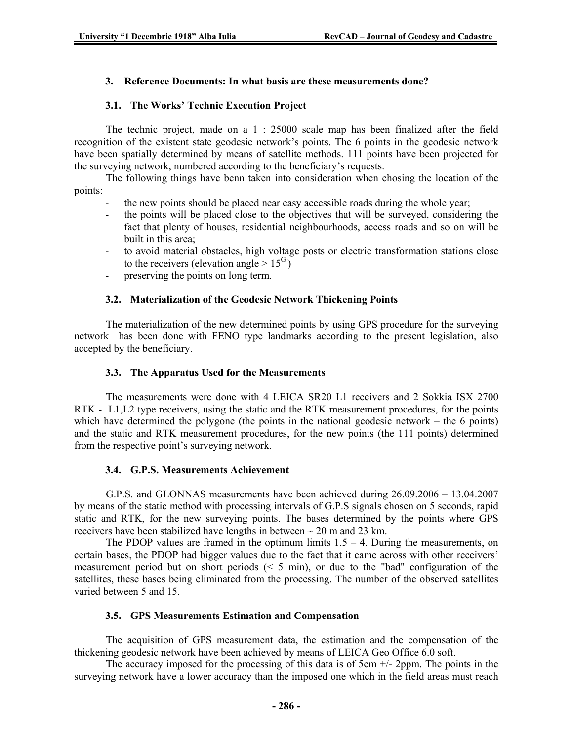## 3. Reference Documents: In what basis are these measurements done?

### 3.1. The Works' Technic Execution Project

The technic project, made on a 1 : 25000 scale map has been finalized after the field recognition of the existent state geodesic network's points. The 6 points in the geodesic network have been spatially determined by means of satellite methods. 111 points have been projected for the surveying network, numbered according to the beneficiary's requests.

The following things have benn taken into consideration when chosing the location of the points:

- the new points should be placed near easy accessible roads during the whole year;
- the points will be placed close to the objectives that will be surveyed, considering the fact that plenty of houses, residential neighbourhoods, access roads and so on will be built in this area;
- to avoid material obstacles, high voltage posts or electric transformation stations close to the receivers (elevation angle > $15^G$ )
- preserving the points on long term.

### 3.2. Materialization of the Geodesic Network Thickening Points

The materialization of the new determined points by using GPS procedure for the surveying network has been done with FENO type landmarks according to the present legislation, also accepted by the beneficiary.

### 3.3. The Apparatus Used for the Measurements

The measurements were done with 4 LEICA SR20 L1 receivers and 2 Sokkia ISX 2700 RTK - L1,L2 type receivers, using the static and the RTK measurement procedures, for the points which have determined the polygone (the points in the national geodesic network – the 6 points) and the static and RTK measurement procedures, for the new points (the 111 points) determined from the respective point's surveying network.

### 3.4. G.P.S. Measurements Achievement

G.P.S. and GLONNAS measurements have been achieved during 26.09.2006 – 13.04.2007 by means of the static method with processing intervals of G.P.S signals chosen on 5 seconds, rapid static and RTK, for the new surveying points. The bases determined by the points where GPS receivers have been stabilized have lengths in between ~ 20 m and 23 km.

The PDOP values are framed in the optimum limits 1.5 – 4. During the measurements, on certain bases, the PDOP had bigger values due to the fact that it came across with other receivers' measurement period but on short periods (< 5 min), or due to the "bad" configuration of the satellites, these bases being eliminated from the processing. The number of the observed satellites varied between 5 and 15.

### 3.5. GPS Measurements Estimation and Compensation

The acquisition of GPS measurement data, the estimation and the compensation of the thickening geodesic network have been achieved by means of LEICA Geo Office 6.0 soft.

The accuracy imposed for the processing of this data is of 5cm +/- 2ppm. The points in the surveying network have a lower accuracy than the imposed one which in the field areas must reach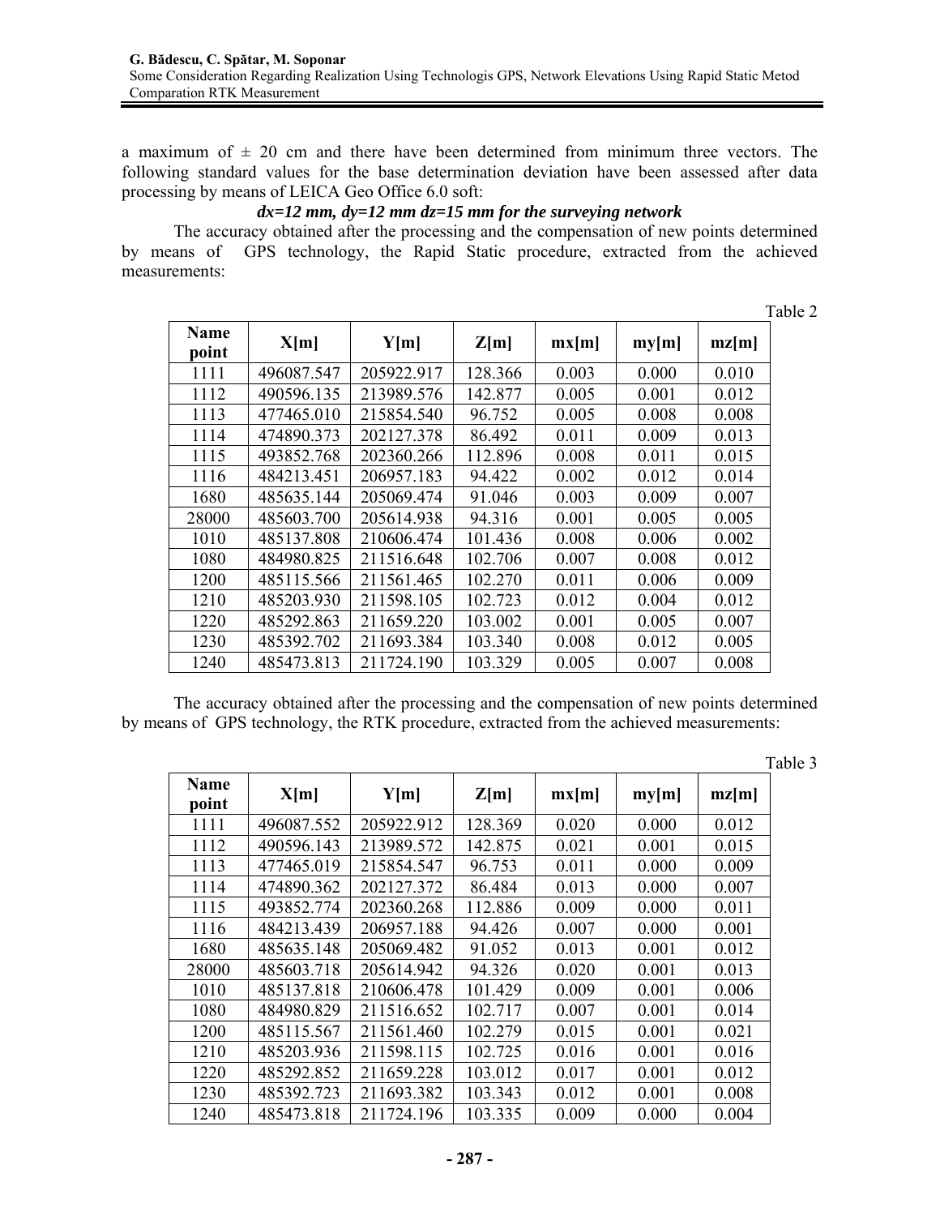a maximum of ± 20 cm and there have been determined from minimum three vectors. The following standard values for the base determination deviation have been assessed after data processing by means of LEICA Geo Office 6.0 soft:

***dx=12 mm, dy=12 mm dz=15 mm for the surveying network***

The accuracy obtained after the processing and the compensation of new points determined by means of GPS technology, the Rapid Static procedure, extracted from the achieved measurements:

Table 2

| Name point | X[m] | Y[m] | Z[m] | mx[m] | my[m] | mz[m] |
|---|---|---|---|---|---|---|
| 1111 | 496087.547 | 205922.917 | 128.366 | 0.003 | 0.000 | 0.010 |
| 1112 | 490596.135 | 213989.576 | 142.877 | 0.005 | 0.001 | 0.012 |
| 1113 | 477465.010 | 215854.540 | 96.752 | 0.005 | 0.008 | 0.008 |
| 1114 | 474890.373 | 202127.378 | 86.492 | 0.011 | 0.009 | 0.013 |
| 1115 | 493852.768 | 202360.266 | 112.896 | 0.008 | 0.011 | 0.015 |
| 1116 | 484213.451 | 206957.183 | 94.422 | 0.002 | 0.012 | 0.014 |
| 1680 | 485635.144 | 205069.474 | 91.046 | 0.003 | 0.009 | 0.007 |
| 28000 | 485603.700 | 205614.938 | 94.316 | 0.001 | 0.005 | 0.005 |
| 1010 | 485137.808 | 210606.474 | 101.436 | 0.008 | 0.006 | 0.002 |
| 1080 | 484980.825 | 211516.648 | 102.706 | 0.007 | 0.008 | 0.012 |
| 1200 | 485115.566 | 211561.465 | 102.270 | 0.011 | 0.006 | 0.009 |
| 1210 | 485203.930 | 211598.105 | 102.723 | 0.012 | 0.004 | 0.012 |
| 1220 | 485292.863 | 211659.220 | 103.002 | 0.001 | 0.005 | 0.007 |
| 1230 | 485392.702 | 211693.384 | 103.340 | 0.008 | 0.012 | 0.005 |
| 1240 | 485473.813 | 211724.190 | 103.329 | 0.005 | 0.007 | 0.008 |

The accuracy obtained after the processing and the compensation of new points determined by means of GPS technology, the RTK procedure, extracted from the achieved measurements:

Table 3

| Name point | X[m] | Y[m] | Z[m] | mx[m] | my[m] | mz[m] |
|---|---|---|---|---|---|---|
| 1111 | 496087.552 | 205922.912 | 128.369 | 0.020 | 0.000 | 0.012 |
| 1112 | 490596.143 | 213989.572 | 142.875 | 0.021 | 0.001 | 0.015 |
| 1113 | 477465.019 | 215854.547 | 96.753 | 0.011 | 0.000 | 0.009 |
| 1114 | 474890.362 | 202127.372 | 86.484 | 0.013 | 0.000 | 0.007 |
| 1115 | 493852.774 | 202360.268 | 112.886 | 0.009 | 0.000 | 0.011 |
| 1116 | 484213.439 | 206957.188 | 94.426 | 0.007 | 0.000 | 0.001 |
| 1680 | 485635.148 | 205069.482 | 91.052 | 0.013 | 0.001 | 0.012 |
| 28000 | 485603.718 | 205614.942 | 94.326 | 0.020 | 0.001 | 0.013 |
| 1010 | 485137.818 | 210606.478 | 101.429 | 0.009 | 0.001 | 0.006 |
| 1080 | 484980.829 | 211516.652 | 102.717 | 0.007 | 0.001 | 0.014 |
| 1200 | 485115.567 | 211561.460 | 102.279 | 0.015 | 0.001 | 0.021 |
| 1210 | 485203.936 | 211598.115 | 102.725 | 0.016 | 0.001 | 0.016 |
| 1220 | 485292.852 | 211659.228 | 103.012 | 0.017 | 0.001 | 0.012 |
| 1230 | 485392.723 | 211693.382 | 103.343 | 0.012 | 0.001 | 0.008 |
| 1240 | 485473.818 | 211724.196 | 103.335 | 0.009 | 0.000 | 0.004 |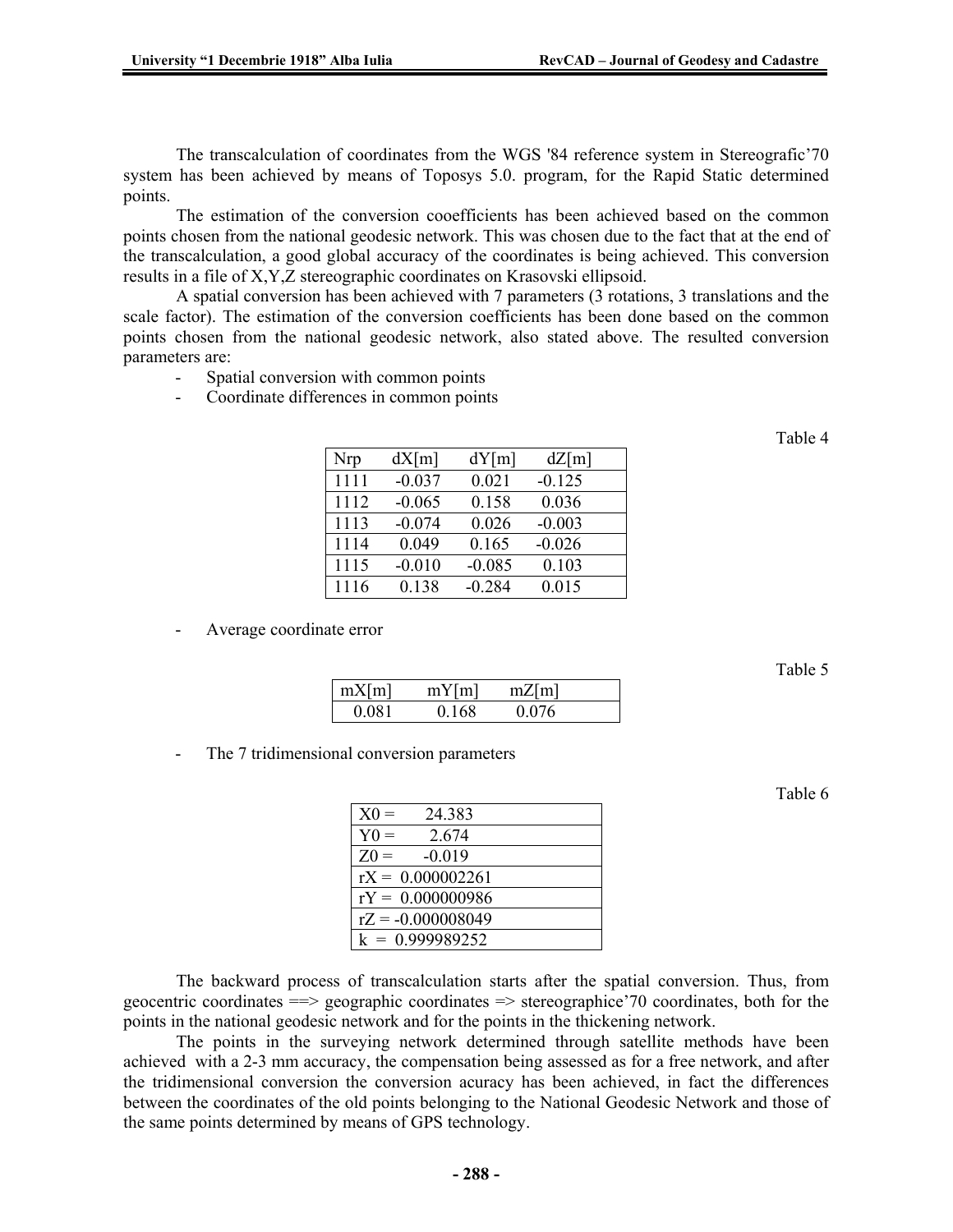The transcalculation of coordinates from the WGS '84 reference system in Stereografic'70 system has been achieved by means of Toposys 5.0. program, for the Rapid Static determined points.

The estimation of the conversion cooefficients has been achieved based on the common points chosen from the national geodesic network. This was chosen due to the fact that at the end of the transcalculation, a good global accuracy of the coordinates is being achieved. This conversion results in a file of X,Y,Z stereographic coordinates on Krasovski ellipsoid.

A spatial conversion has been achieved with 7 parameters (3 rotations, 3 translations and the scale factor). The estimation of the conversion coefficients has been done based on the common points chosen from the national geodesic network, also stated above. The resulted conversion parameters are:

- Spatial conversion with common points
- Coordinate differences in common points

Table 4

| Nrp | dX[m] | dY[m] | dZ[m] |
|---|---|---|---|
| 1111 | -0.037 | 0.021 | -0.125 |
| 1112 | -0.065 | 0.158 | 0.036 |
| 1113 | -0.074 | 0.026 | -0.003 |
| 1114 | 0.049 | 0.165 | -0.026 |
| 1115 | -0.010 | -0.085 | 0.103 |
| 1116 | 0.138 | -0.284 | 0.015 |

- Average coordinate error

Table 5

| mX[m] | mY[m] | mZ[m] |
|---|---|---|
| 0.081 | 0.168 | 0.076 |

- The 7 tridimensional conversion parameters

Table 6

| |
|---|
| X0 = 24.383 |
| Y0 = 2.674 |
| Z0 = -0.019 |
| rX = 0.000002261 |
| rY = 0.000000986 |
| rZ = -0.000008049 |
| k = 0.999989252 |

The backward process of transcalculation starts after the spatial conversion. Thus, from geocentric coordinates ==> geographic coordinates => stereographice'70 coordinates, both for the points in the national geodesic network and for the points in the thickening network.

The points in the surveying network determined through satellite methods have been achieved with a 2-3 mm accuracy, the compensation being assessed as for a free network, and after the tridimensional conversion the conversion acuracy has been achieved, in fact the differences between the coordinates of the old points belonging to the National Geodesic Network and those of the same points determined by means of GPS technology.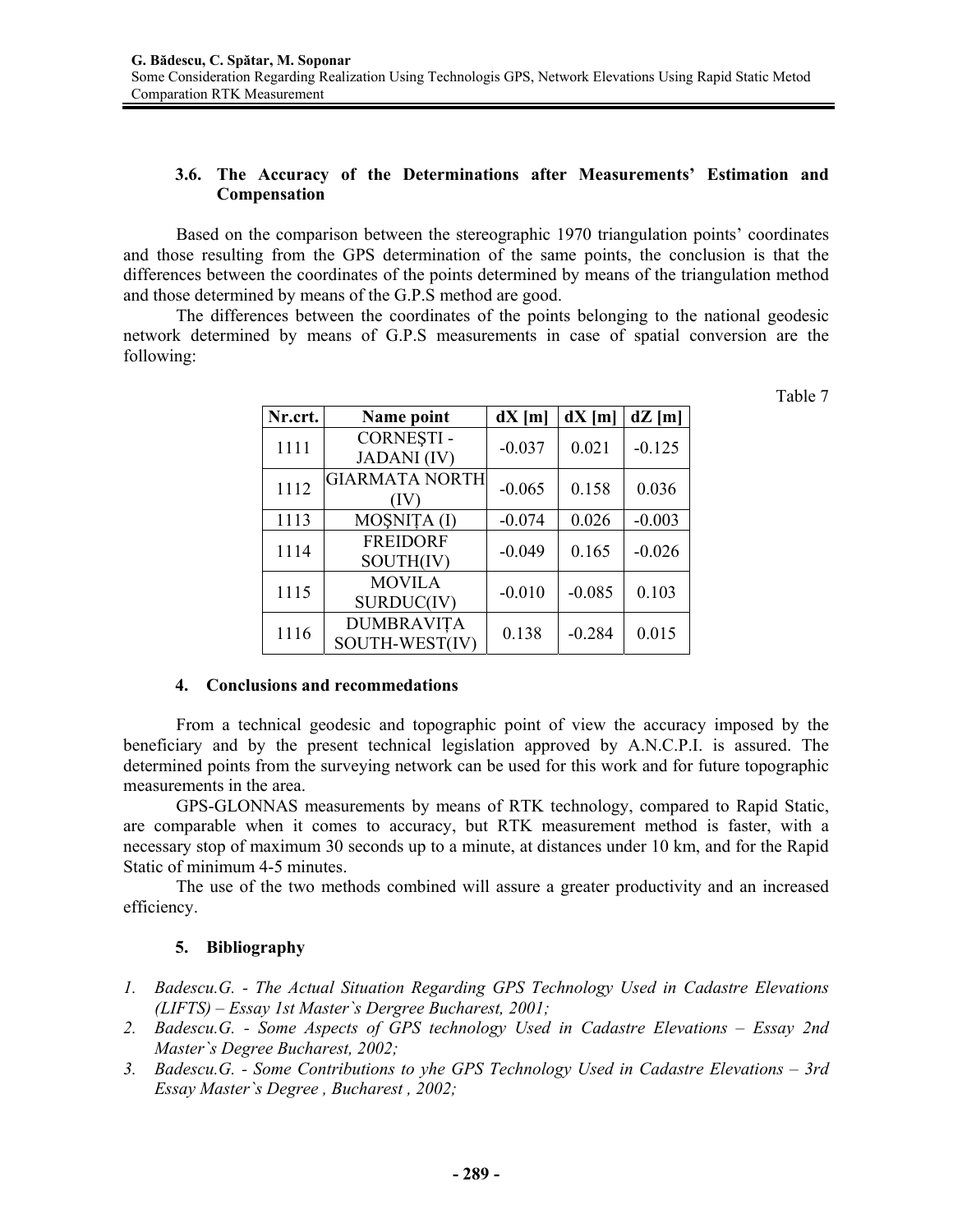### 3.6. The Accuracy of the Determinations after Measurements' Estimation and Compensation

Based on the comparison between the stereographic 1970 triangulation points' coordinates and those resulting from the GPS determination of the same points, the conclusion is that the differences between the coordinates of the points determined by means of the triangulation method and those determined by means of the G.P.S method are good.

The differences between the coordinates of the points belonging to the national geodesic network determined by means of G.P.S measurements in case of spatial conversion are the following:

Table 7

| Nr.crt. | Name point | dX [m] | dX [m] | dZ [m] |
|---|---|---|---|---|
| 1111 | CORNEȘTI - JADANI (IV) | -0.037 | 0.021 | -0.125 |
| 1112 | GIARMATA NORTH (IV) | -0.065 | 0.158 | 0.036 |
| 1113 | MOȘNIȚA (I) | -0.074 | 0.026 | -0.003 |
| 1114 | FREIDORF SOUTH(IV) | -0.049 | 0.165 | -0.026 |
| 1115 | MOVILA SURDUC(IV) | -0.010 | -0.085 | 0.103 |
| 1116 | DUMBRAVIȚA SOUTH-WEST(IV) | 0.138 | -0.284 | 0.015 |

## 4. Conclusions and recommedations

From a technical geodesic and topographic point of view the accuracy imposed by the beneficiary and by the present technical legislation approved by A.N.C.P.I. is assured. The determined points from the surveying network can be used for this work and for future topographic measurements in the area.

GPS-GLONNAS measurements by means of RTK technology, compared to Rapid Static, are comparable when it comes to accuracy, but RTK measurement method is faster, with a necessary stop of maximum 30 seconds up to a minute, at distances under 10 km, and for the Rapid Static of minimum 4-5 minutes.

The use of the two methods combined will assure a greater productivity and an increased efficiency.

## 5. Bibliography

1. *Badescu.G. - The Actual Situation Regarding GPS Technology Used in Cadastre Elevations (LIFTS) – Essay 1st Master`s Dergree Bucharest, 2001;*
2. *Badescu.G. - Some Aspects of GPS technology Used in Cadastre Elevations – Essay 2nd Master`s Degree Bucharest, 2002;*
3. *Badescu.G. - Some Contributions to yhe GPS Technology Used in Cadastre Elevations – 3rd Essay Master`s Degree , Bucharest , 2002;*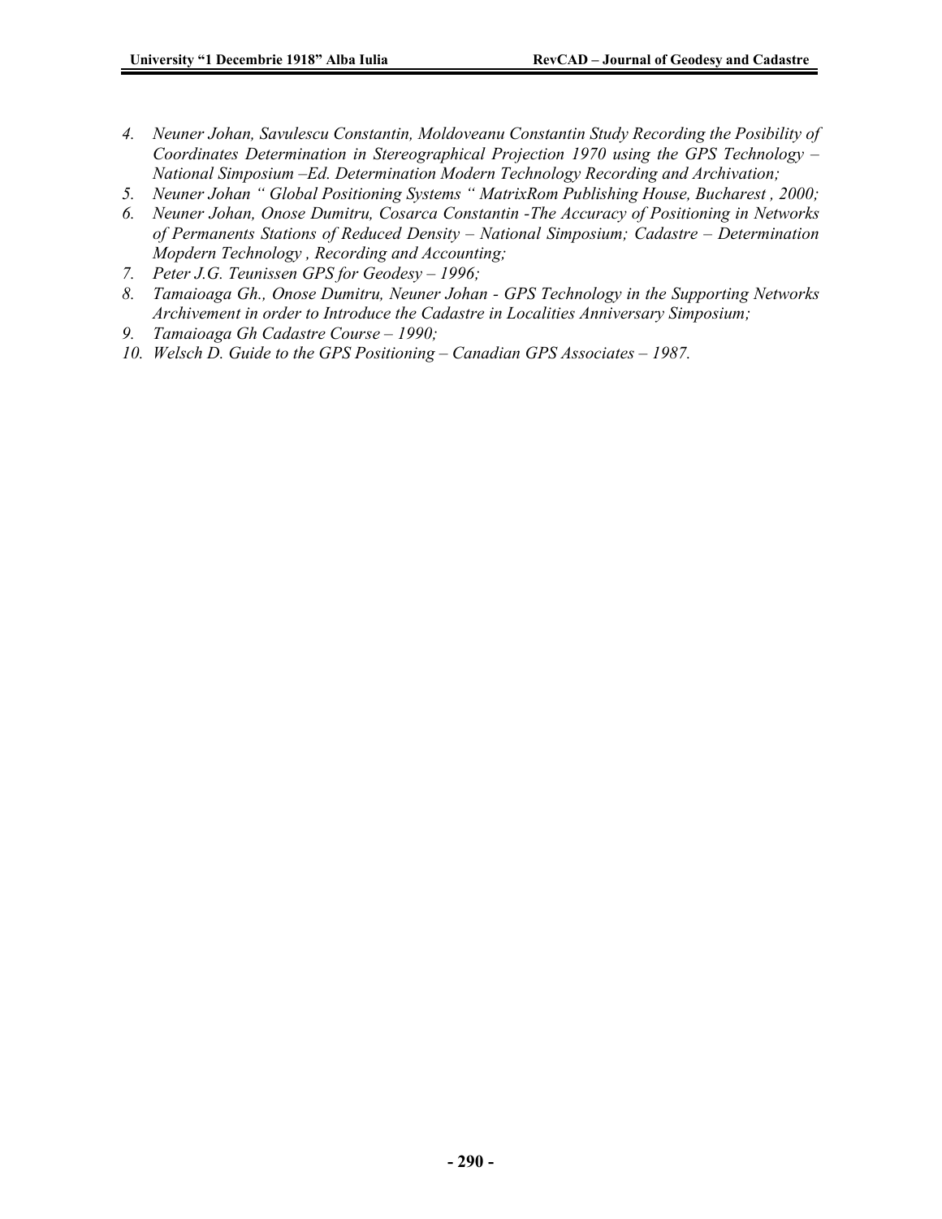4. *Neuner Johan, Savulescu Constantin, Moldoveanu Constantin Study Recording the Posibility of Coordinates Determination in Stereographical Projection 1970 using the GPS Technology – National Simposium –Ed. Determination Modern Technology Recording and Archivation;*
5. *Neuner Johan " Global Positioning Systems " MatrixRom Publishing House, Bucharest , 2000;*
6. *Neuner Johan, Onose Dumitru, Cosarca Constantin -The Accuracy of Positioning in Networks of Permanents Stations of Reduced Density – National Simposium; Cadastre – Determination Mopdern Technology , Recording and Accounting;*
7. *Peter J.G. Teunissen GPS for Geodesy – 1996;*
8. *Tamaioaga Gh., Onose Dumitru, Neuner Johan - GPS Technology in the Supporting Networks Archivement in order to Introduce the Cadastre in Localities Anniversary Simposium;*
9. *Tamaioaga Gh Cadastre Course – 1990;*
10. *Welsch D. Guide to the GPS Positioning – Canadian GPS Associates – 1987.*